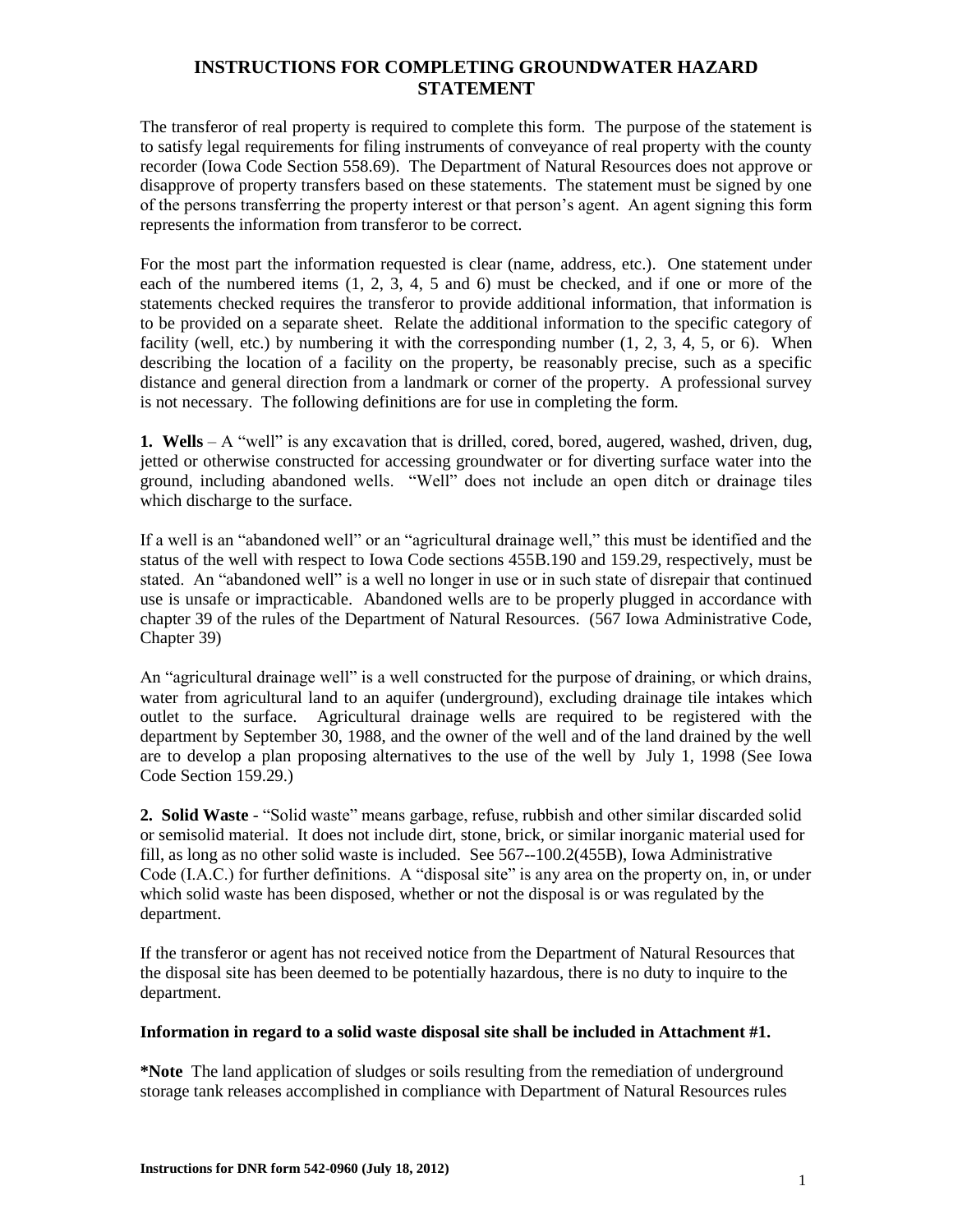# INSTRUCTIONS FOR COMPLETING GROUNDWATER HAZARD STATEMENT

The transferor of real property is required to complete this form. The purpose of the statement is to satisfy legal requirements for filing instruments of conveyance of real property with the county recorder (Iowa Code Section 558.69). The Department of Natural Resources does not approve or disapprove of property transfers based on these statements. The statement must be signed by one of the persons transferring the property interest or that person's agent. An agent signing this form represents the information from transferor to be correct.

For the most part the information requested is clear (name, address, etc.). One statement under each of the numbered items (1, 2, 3, 4, 5 and 6) must be checked, and if one or more of the statements checked requires the transferor to provide additional information, that information is to be provided on a separate sheet. Relate the additional information to the specific category of facility (well, etc.) by numbering it with the corresponding number (1, 2, 3, 4, 5, or 6). When describing the location of a facility on the property, be reasonably precise, such as a specific distance and general direction from a landmark or corner of the property. A professional survey is not necessary. The following definitions are for use in completing the form.

**1. Wells** – A "well" is any excavation that is drilled, cored, bored, augered, washed, driven, dug, jetted or otherwise constructed for accessing groundwater or for diverting surface water into the ground, including abandoned wells. "Well" does not include an open ditch or drainage tiles which discharge to the surface.

If a well is an "abandoned well" or an "agricultural drainage well," this must be identified and the status of the well with respect to Iowa Code sections 455B.190 and 159.29, respectively, must be stated. An "abandoned well" is a well no longer in use or in such state of disrepair that continued use is unsafe or impracticable. Abandoned wells are to be properly plugged in accordance with chapter 39 of the rules of the Department of Natural Resources. (567 Iowa Administrative Code, Chapter 39)

An "agricultural drainage well" is a well constructed for the purpose of draining, or which drains, water from agricultural land to an aquifer (underground), excluding drainage tile intakes which outlet to the surface. Agricultural drainage wells are required to be registered with the department by September 30, 1988, and the owner of the well and of the land drained by the well are to develop a plan proposing alternatives to the use of the well by July 1, 1998 (See Iowa Code Section 159.29.)

**2. Solid Waste** - "Solid waste" means garbage, refuse, rubbish and other similar discarded solid or semisolid material. It does not include dirt, stone, brick, or similar inorganic material used for fill, as long as no other solid waste is included. See 567--100.2(455B), Iowa Administrative Code (I.A.C.) for further definitions. A "disposal site" is any area on the property on, in, or under which solid waste has been disposed, whether or not the disposal is or was regulated by the department.

If the transferor or agent has not received notice from the Department of Natural Resources that the disposal site has been deemed to be potentially hazardous, there is no duty to inquire to the department.

**Information in regard to a solid waste disposal site shall be included in Attachment #1.**

**\*Note** The land application of sludges or soils resulting from the remediation of underground storage tank releases accomplished in compliance with Department of Natural Resources rules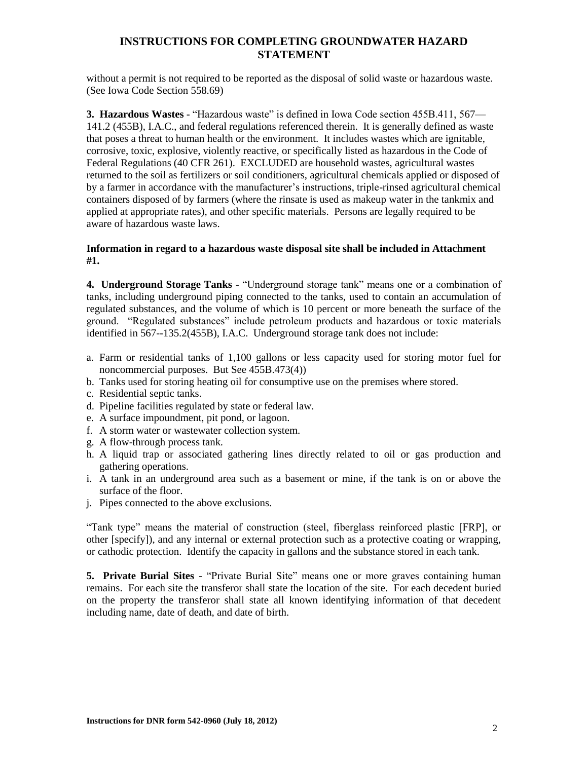without a permit is not required to be reported as the disposal of solid waste or hazardous waste. (See Iowa Code Section 558.69)

**3. Hazardous Wastes** - "Hazardous waste" is defined in Iowa Code section 455B.411, 567—141.2 (455B), I.A.C., and federal regulations referenced therein. It is generally defined as waste that poses a threat to human health or the environment. It includes wastes which are ignitable, corrosive, toxic, explosive, violently reactive, or specifically listed as hazardous in the Code of Federal Regulations (40 CFR 261). EXCLUDED are household wastes, agricultural wastes returned to the soil as fertilizers or soil conditioners, agricultural chemicals applied or disposed of by a farmer in accordance with the manufacturer's instructions, triple-rinsed agricultural chemical containers disposed of by farmers (where the rinsate is used as makeup water in the tankmix and applied at appropriate rates), and other specific materials. Persons are legally required to be aware of hazardous waste laws.

**Information in regard to a hazardous waste disposal site shall be included in Attachment #1.**

**4. Underground Storage Tanks** - "Underground storage tank" means one or a combination of tanks, including underground piping connected to the tanks, used to contain an accumulation of regulated substances, and the volume of which is 10 percent or more beneath the surface of the ground. "Regulated substances" include petroleum products and hazardous or toxic materials identified in 567--135.2(455B), I.A.C. Underground storage tank does not include:

a. Farm or residential tanks of 1,100 gallons or less capacity used for storing motor fuel for noncommercial purposes. But See 455B.473(4))
b. Tanks used for storing heating oil for consumptive use on the premises where stored.
c. Residential septic tanks.
d. Pipeline facilities regulated by state or federal law.
e. A surface impoundment, pit pond, or lagoon.
f. A storm water or wastewater collection system.
g. A flow-through process tank.
h. A liquid trap or associated gathering lines directly related to oil or gas production and gathering operations.
i. A tank in an underground area such as a basement or mine, if the tank is on or above the surface of the floor.
j. Pipes connected to the above exclusions.

"Tank type" means the material of construction (steel, fiberglass reinforced plastic [FRP], or other [specify]), and any internal or external protection such as a protective coating or wrapping, or cathodic protection. Identify the capacity in gallons and the substance stored in each tank.

**5. Private Burial Sites** - "Private Burial Site" means one or more graves containing human remains. For each site the transferor shall state the location of the site. For each decedent buried on the property the transferor shall state all known identifying information of that decedent including name, date of death, and date of birth.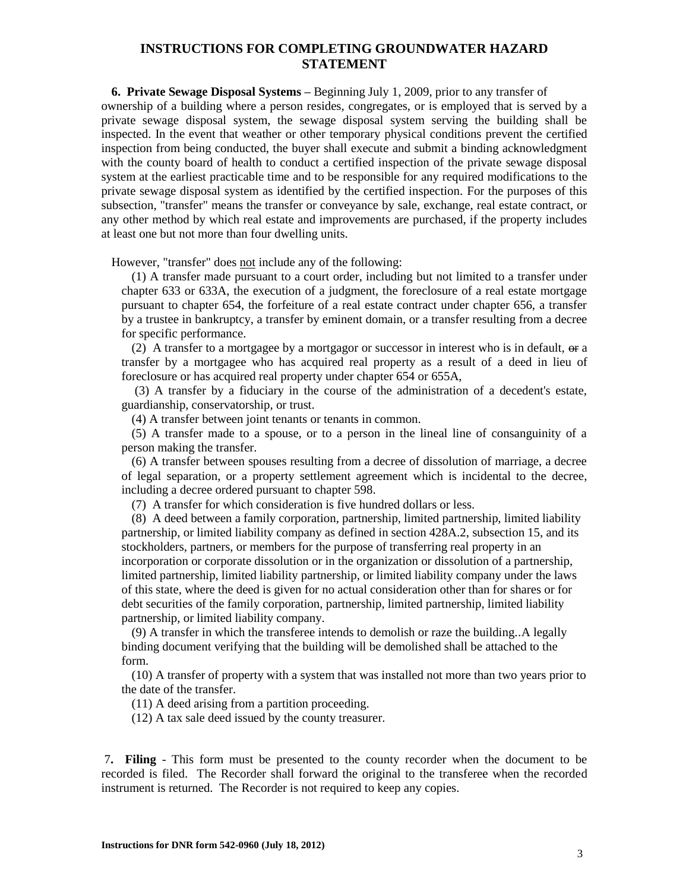# INSTRUCTIONS FOR COMPLETING GROUNDWATER HAZARD STATEMENT

**6. Private Sewage Disposal Systems –** Beginning July 1, 2009, prior to any transfer of ownership of a building where a person resides, congregates, or is employed that is served by a private sewage disposal system, the sewage disposal system serving the building shall be inspected. In the event that weather or other temporary physical conditions prevent the certified inspection from being conducted, the buyer shall execute and submit a binding acknowledgment with the county board of health to conduct a certified inspection of the private sewage disposal system at the earliest practicable time and to be responsible for any required modifications to the private sewage disposal system as identified by the certified inspection. For the purposes of this subsection, "transfer" means the transfer or conveyance by sale, exchange, real estate contract, or any other method by which real estate and improvements are purchased, if the property includes at least one but not more than four dwelling units.

However, "transfer" does not include any of the following:

(1) A transfer made pursuant to a court order, including but not limited to a transfer under chapter 633 or 633A, the execution of a judgment, the foreclosure of a real estate mortgage pursuant to chapter 654, the forfeiture of a real estate contract under chapter 656, a transfer by a trustee in bankruptcy, a transfer by eminent domain, or a transfer resulting from a decree for specific performance.

(2) A transfer to a mortgagee by a mortgagor or successor in interest who is in default, ~~or~~ a transfer by a mortgagee who has acquired real property as a result of a deed in lieu of foreclosure or has acquired real property under chapter 654 or 655A,

(3) A transfer by a fiduciary in the course of the administration of a decedent's estate, guardianship, conservatorship, or trust.

(4) A transfer between joint tenants or tenants in common.

(5) A transfer made to a spouse, or to a person in the lineal line of consanguinity of a person making the transfer.

(6) A transfer between spouses resulting from a decree of dissolution of marriage, a decree of legal separation, or a property settlement agreement which is incidental to the decree, including a decree ordered pursuant to chapter 598.

(7) A transfer for which consideration is five hundred dollars or less.

(8) A deed between a family corporation, partnership, limited partnership, limited liability partnership, or limited liability company as defined in section 428A.2, subsection 15, and its stockholders, partners, or members for the purpose of transferring real property in an incorporation or corporate dissolution or in the organization or dissolution of a partnership, limited partnership, limited liability partnership, or limited liability company under the laws of this state, where the deed is given for no actual consideration other than for shares or for debt securities of the family corporation, partnership, limited partnership, limited liability partnership, or limited liability company.

(9) A transfer in which the transferee intends to demolish or raze the building..A legally binding document verifying that the building will be demolished shall be attached to the form.

(10) A transfer of property with a system that was installed not more than two years prior to the date of the transfer.

(11) A deed arising from a partition proceeding.

(12) A tax sale deed issued by the county treasurer.

**7. Filing** - This form must be presented to the county recorder when the document to be recorded is filed. The Recorder shall forward the original to the transferee when the recorded instrument is returned. The Recorder is not required to keep any copies.

**Instructions for DNR form 542-0960 (July 18, 2012)**